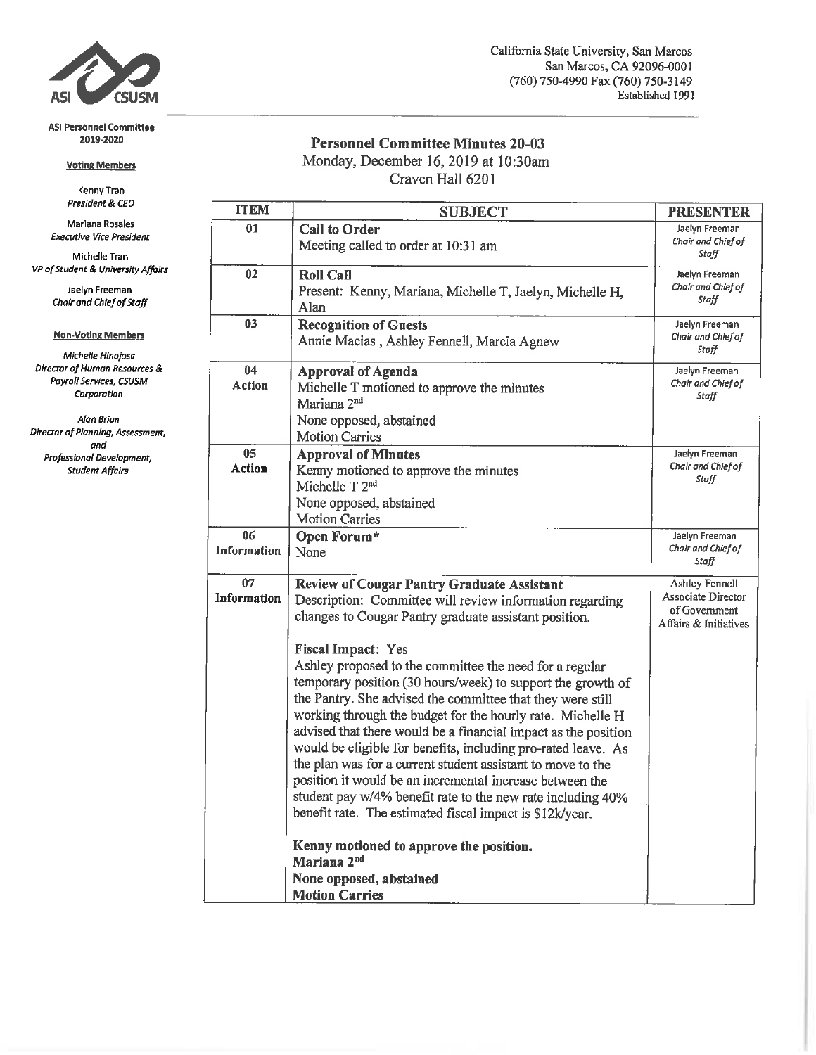ASI CSUSM

California State University, San Marcos
San Marcos, CA 92096-0001
(760) 750-4990 Fax (760) 750-3149
Established 1991

**ASI Personnel Committee 2019-2020**

**Voting Members**

Kenny Tran
*President & CEO*

Mariana Rosales
*Executive Vice President*

Michelle Tran
*VP of Student & University Affairs*

Jaelyn Freeman
*Chair and Chief of Staff*

**Non-Voting Members**

*Michelle Hinojosa*
*Director of Human Resources & Payroll Services, CSUSM Corporation*

*Alan Brian*
*Director of Planning, Assessment, and Professional Development, Student Affairs*

# Personnel Committee Minutes 20-03

Monday, December 16, 2019 at 10:30am
Craven Hall 6201

| ITEM | SUBJECT | PRESENTER |
|---|---|---|
| 01 | **Call to Order**<br>Meeting called to order at 10:31 am | Jaelyn Freeman *Chair and Chief of Staff* |
| 02 | **Roll Call**<br>Present: Kenny, Mariana, Michelle T, Jaelyn, Michelle H, Alan | Jaelyn Freeman *Chair and Chief of Staff* |
| 03 | **Recognition of Guests**<br>Annie Macias , Ashley Fennell, Marcia Agnew | Jaelyn Freeman *Chair and Chief of Staff* |
| 04 **Action** | **Approval of Agenda**<br>Michelle T motioned to approve the minutes<br>Mariana 2nd<br>None opposed, abstained<br>Motion Carries | Jaelyn Freeman *Chair and Chief of Staff* |
| 05 **Action** | **Approval of Minutes**<br>Kenny motioned to approve the minutes<br>Michelle T 2nd<br>None opposed, abstained<br>Motion Carries | Jaelyn Freeman *Chair and Chief of Staff* |
| 06 **Information** | **Open Forum***<br>None | Jaelyn Freeman *Chair and Chief of Staff* |
| 07 **Information** | **Review of Cougar Pantry Graduate Assistant**<br>Description: Committee will review information regarding changes to Cougar Pantry graduate assistant position.<br><br>**Fiscal Impact**: Yes<br>Ashley proposed to the committee the need for a regular temporary position (30 hours/week) to support the growth of the Pantry. She advised the committee that they were still working through the budget for the hourly rate. Michelle H advised that there would be a financial impact as the position would be eligible for benefits, including pro-rated leave. As the plan was for a current student assistant to move to the position it would be an incremental increase between the student pay w/4% benefit rate to the new rate including 40% benefit rate. The estimated fiscal impact is $12k/year.<br><br>**Kenny motioned to approve the position.**<br>**Mariana 2nd**<br>**None opposed, abstained**<br>**Motion Carries** | Ashley Fennell Associate Director of Government Affairs & Initiatives |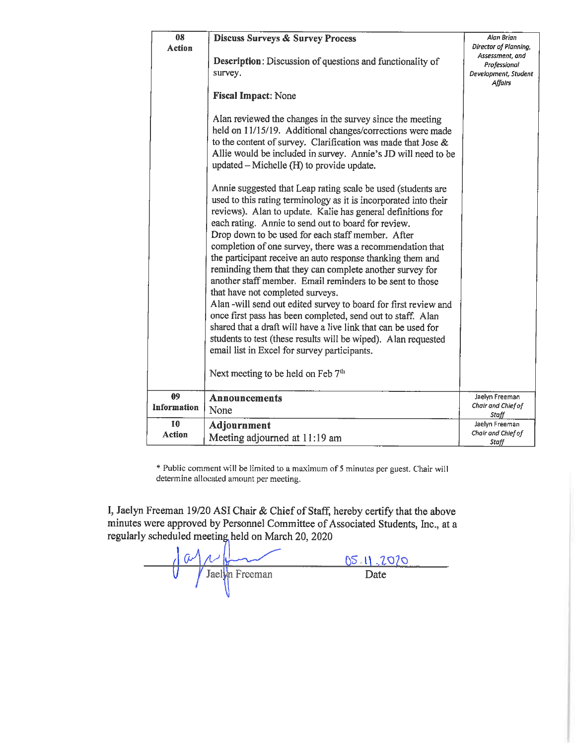| | | |
|---|---|---|
| **08 Action** | **Discuss Surveys & Survey Process**<br><br>**Description**: Discussion of questions and functionality of survey.<br><br>**Fiscal Impact**: None<br><br>Alan reviewed the changes in the survey since the meeting held on 11/15/19. Additional changes/corrections were made to the content of survey. Clarification was made that Jose & Allie would be included in survey. Annie's JD will need to be updated – Michelle (H) to provide update.<br><br>Annie suggested that Leap rating scale be used (students are used to this rating terminology as it is incorporated into their reviews). Alan to update. Kalie has general definitions for each rating. Annie to send out to board for review.<br>Drop down to be used for each staff member. After completion of one survey, there was a recommendation that the participant receive an auto response thanking them and reminding them that they can complete another survey for another staff member. Email reminders to be sent to those that have not completed surveys.<br>Alan -will send out edited survey to board for first review and once first pass has been completed, send out to staff. Alan shared that a draft will have a live link that can be used for students to test (these results will be wiped). Alan requested email list in Excel for survey participants.<br><br>Next meeting to be held on Feb 7th | *Alan Brian Director of Planning, Assessment, and Professional Development, Student Affairs* |
| **09 Information** | **Announcements**<br>None | Jaelyn Freeman *Chair and Chief of Staff* |
| **10 Action** | **Adjournment**<br>Meeting adjourned at 11:19 am | Jaelyn Freeman *Chair and Chief of Staff* |

* Public comment will be limited to a maximum of 5 minutes per guest. Chair will determine allocated amount per meeting.

I, Jaelyn Freeman 19/20 ASI Chair & Chief of Staff, hereby certify that the above minutes were approved by Personnel Committee of Associated Students, Inc., at a regularly scheduled meeting held on March 20, 2020

Jaelyn Freeman 05.11.2020
Date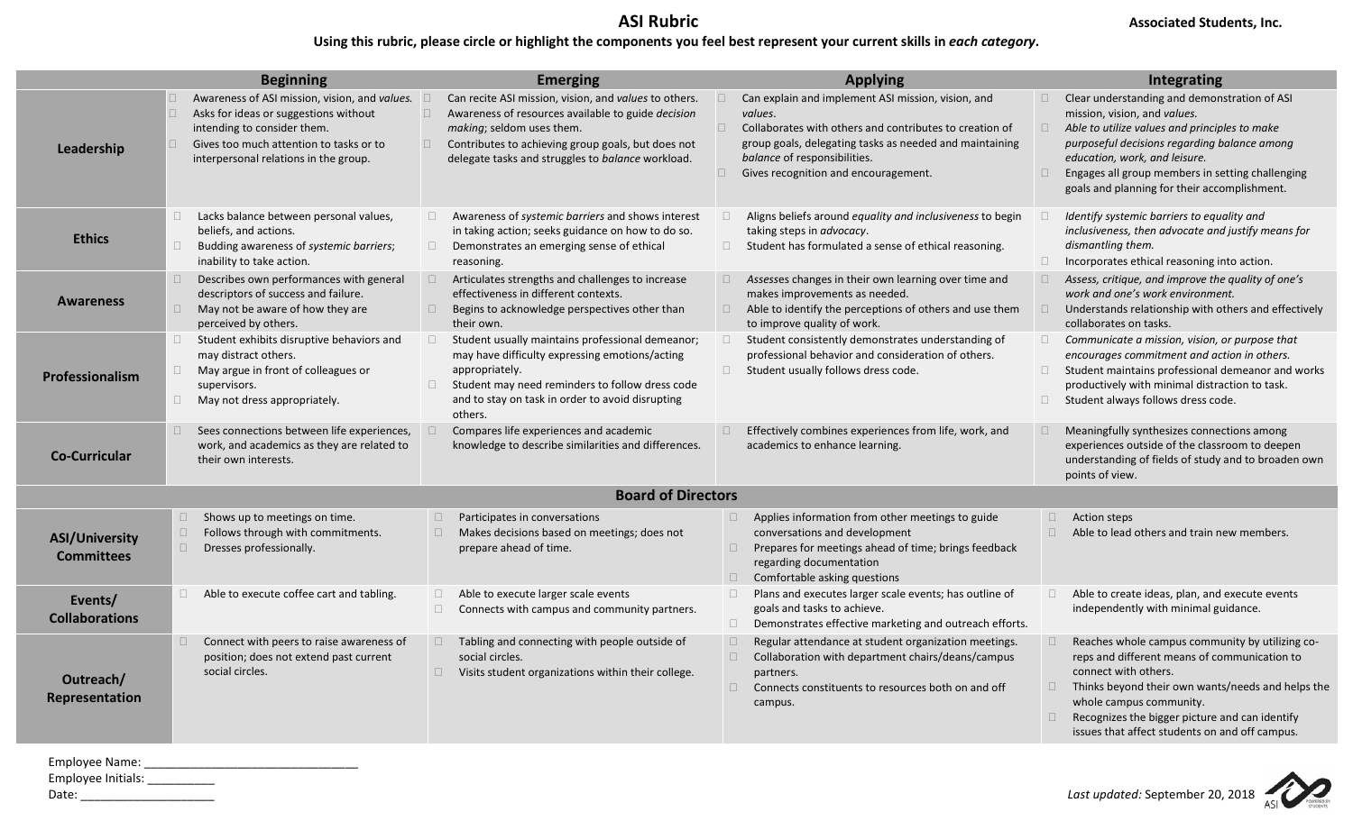# ASI Rubric

Associated Students, Inc.

**Using this rubric, please circle or highlight the components you feel best represent your current skills in *each category*.**

| | Beginning | Emerging | Applying | Integrating |
|---|---|---|---|---|
| **Leadership** | ☐ Awareness of ASI mission, vision, and *values*.<br>☐ Asks for ideas or suggestions without intending to consider them.<br>☐ Gives too much attention to tasks or to interpersonal relations in the group. | ☐ Can recite ASI mission, vision, and *values* to others.<br>☐ Awareness of resources available to guide *decision making*; seldom uses them.<br>☐ Contributes to achieving group goals, but does not delegate tasks and struggles to *balance* workload. | ☐ Can explain and implement ASI mission, vision, and *values*.<br>☐ Collaborates with others and contributes to creation of group goals, delegating tasks as needed and maintaining *balance* of responsibilities.<br>☐ Gives recognition and encouragement. | ☐ Clear understanding and demonstration of ASI mission, vision, and *values*.<br>☐ *Able to utilize values and principles to make purposeful decisions regarding balance among education, work, and leisure.*<br>☐ Engages all group members in setting challenging goals and planning for their accomplishment. |
| **Ethics** | ☐ Lacks balance between personal values, beliefs, and actions.<br>☐ Budding awareness of *systemic barriers*; inability to take action. | ☐ Awareness of *systemic barriers* and shows interest in taking action; seeks guidance on how to do so.<br>☐ Demonstrates an emerging sense of ethical reasoning. | ☐ Aligns beliefs around *equality and inclusiveness* to begin taking steps in *advocacy*.<br>☐ Student has formulated a sense of ethical reasoning. | ☐ *Identify systemic barriers to equality and inclusiveness, then advocate and justify means for dismantling them.*<br>☐ Incorporates ethical reasoning into action. |
| **Awareness** | ☐ Describes own performances with general descriptors of success and failure.<br>☐ May not be aware of how they are perceived by others. | ☐ Articulates strengths and challenges to increase effectiveness in different contexts.<br>☐ Begins to acknowledge perspectives other than their own. | ☐ *Assesses* changes in their own learning over time and makes improvements as needed.<br>☐ Able to identify the perceptions of others and use them to improve quality of work. | ☐ *Assess, critique, and improve the quality of one's work and one's work environment.*<br>☐ Understands relationship with others and effectively collaborates on tasks. |
| **Professionalism** | ☐ Student exhibits disruptive behaviors and may distract others.<br>☐ May argue in front of colleagues or supervisors.<br>☐ May not dress appropriately. | ☐ Student usually maintains professional demeanor; may have difficulty expressing emotions/acting appropriately.<br>☐ Student may need reminders to follow dress code and to stay on task in order to avoid disrupting others. | ☐ Student consistently demonstrates understanding of professional behavior and consideration of others.<br>☐ Student usually follows dress code. | ☐ *Communicate a mission, vision, or purpose that encourages commitment and action in others.*<br>☐ Student maintains professional demeanor and works productively with minimal distraction to task.<br>☐ Student always follows dress code. |
| **Co-Curricular** | ☐ Sees connections between life experiences, work, and academics as they are related to their own interests. | ☐ Compares life experiences and academic knowledge to describe similarities and differences. | ☐ Effectively combines experiences from life, work, and academics to enhance learning. | ☐ Meaningfully synthesizes connections among experiences outside of the classroom to deepen understanding of fields of study and to broaden own points of view. |
| **Board of Directors** | | | | |
| **ASI/University Committees** | ☐ Shows up to meetings on time.<br>☐ Follows through with commitments.<br>☐ Dresses professionally. | ☐ Participates in conversations<br>☐ Makes decisions based on meetings; does not prepare ahead of time. | ☐ Applies information from other meetings to guide conversations and development<br>☐ Prepares for meetings ahead of time; brings feedback regarding documentation<br>☐ Comfortable asking questions | ☐ Action steps<br>☐ Able to lead others and train new members. |
| **Events/ Collaborations** | ☐ Able to execute coffee cart and tabling. | ☐ Able to execute larger scale events<br>☐ Connects with campus and community partners. | ☐ Plans and executes larger scale events; has outline of goals and tasks to achieve.<br>☐ Demonstrates effective marketing and outreach efforts. | ☐ Able to create ideas, plan, and execute events independently with minimal guidance. |
| **Outreach/ Representation** | ☐ Connect with peers to raise awareness of position; does not extend past current social circles. | ☐ Tabling and connecting with people outside of social circles.<br>☐ Visits student organizations within their college. | ☐ Regular attendance at student organization meetings.<br>☐ Collaboration with department chairs/deans/campus partners.<br>☐ Connects constituents to resources both on and off campus. | ☐ Reaches whole campus community by utilizing co-reps and different means of communication to connect with others.<br>☐ Thinks beyond their own wants/needs and helps the whole campus community.<br>☐ Recognizes the bigger picture and can identify issues that affect students on and off campus. |

Employee Name: ________________________________
Employee Initials: __________
Date: ____________________

*Last updated:* September 20, 2018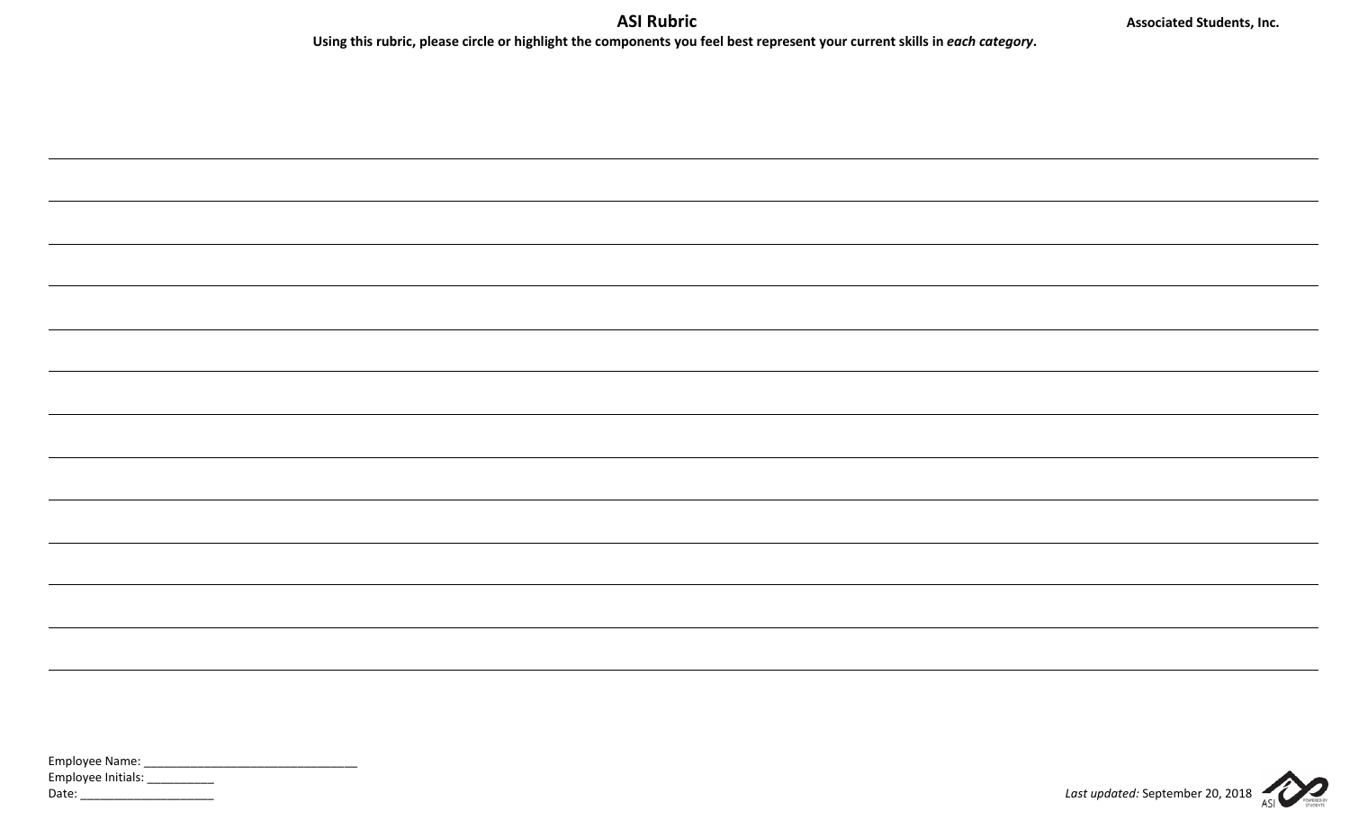# ASI Rubric

**Associated Students, Inc.**

**Using this rubric, please circle or highlight the components you feel best represent your current skills in *each category*.**

Employee Name: ________________________________
Employee Initials: __________
Date: ____________________

*Last updated:* September 20, 2018